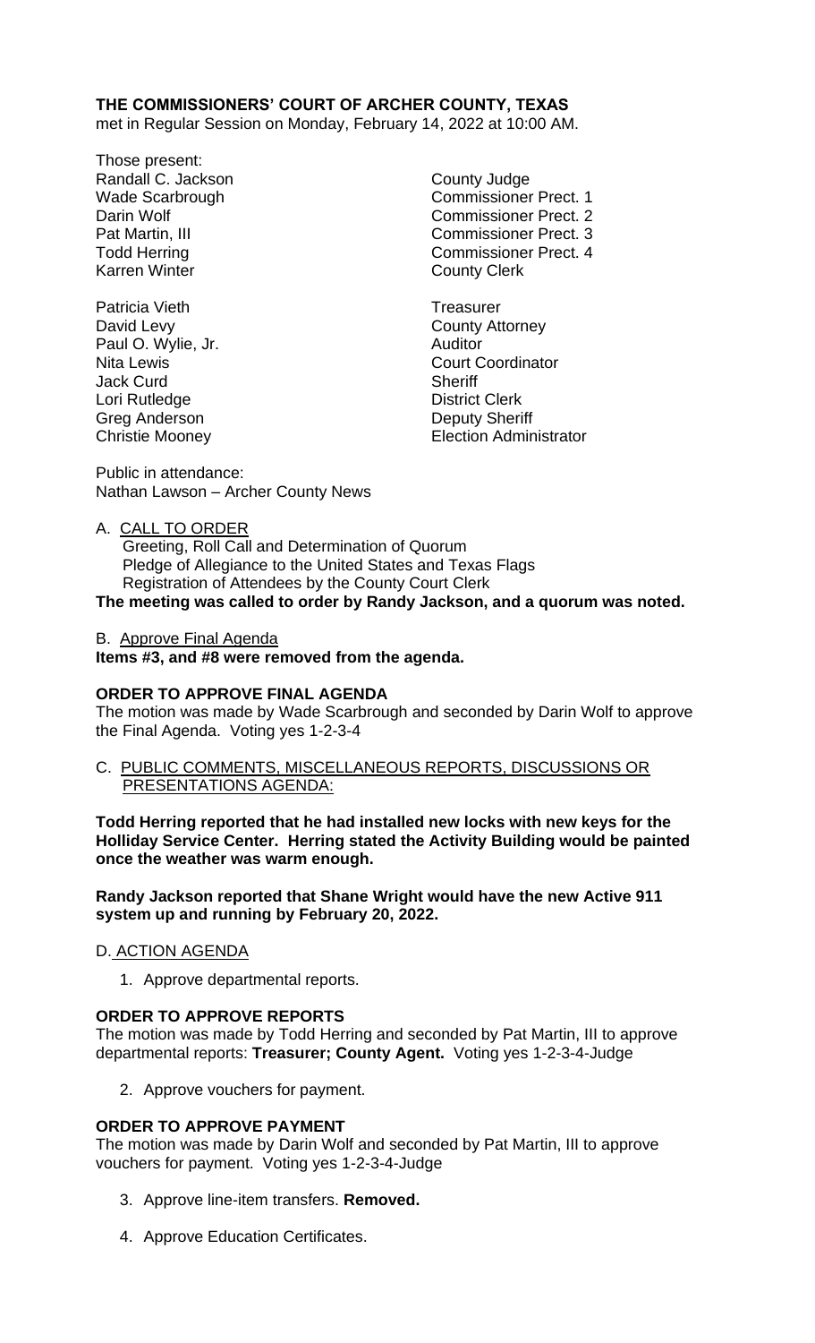**THE COMMISSIONERS' COURT OF ARCHER COUNTY, TEXAS**
met in Regular Session on Monday, February 14, 2022 at 10:00 AM.

Those present:

| | |
|---|---|
| Randall C. Jackson | County Judge |
| Wade Scarbrough | Commissioner Prect. 1 |
| Darin Wolf | Commissioner Prect. 2 |
| Pat Martin, III | Commissioner Prect. 3 |
| Todd Herring | Commissioner Prect. 4 |
| Karren Winter | County Clerk |
| | |
| Patricia Vieth | Treasurer |
| David Levy | County Attorney |
| Paul O. Wylie, Jr. | Auditor |
| Nita Lewis | Court Coordinator |
| Jack Curd | Sheriff |
| Lori Rutledge | District Clerk |
| Greg Anderson | Deputy Sheriff |
| Christie Mooney | Election Administrator |

Public in attendance:
Nathan Lawson – Archer County News

A. CALL TO ORDER
Greeting, Roll Call and Determination of Quorum
Pledge of Allegiance to the United States and Texas Flags
Registration of Attendees by the County Court Clerk
**The meeting was called to order by Randy Jackson, and a quorum was noted.**

B. Approve Final Agenda
**Items #3, and #8 were removed from the agenda.**

**ORDER TO APPROVE FINAL AGENDA**
The motion was made by Wade Scarbrough and seconded by Darin Wolf to approve the Final Agenda. Voting yes 1-2-3-4

C. PUBLIC COMMENTS, MISCELLANEOUS REPORTS, DISCUSSIONS OR PRESENTATIONS AGENDA:

**Todd Herring reported that he had installed new locks with new keys for the Holliday Service Center. Herring stated the Activity Building would be painted once the weather was warm enough.**

**Randy Jackson reported that Shane Wright would have the new Active 911 system up and running by February 20, 2022.**

D. ACTION AGENDA

1. Approve departmental reports.

**ORDER TO APPROVE REPORTS**
The motion was made by Todd Herring and seconded by Pat Martin, III to approve departmental reports: **Treasurer; County Agent.** Voting yes 1-2-3-4-Judge

2. Approve vouchers for payment.

**ORDER TO APPROVE PAYMENT**
The motion was made by Darin Wolf and seconded by Pat Martin, III to approve vouchers for payment. Voting yes 1-2-3-4-Judge

3. Approve line-item transfers. **Removed.**

4. Approve Education Certificates.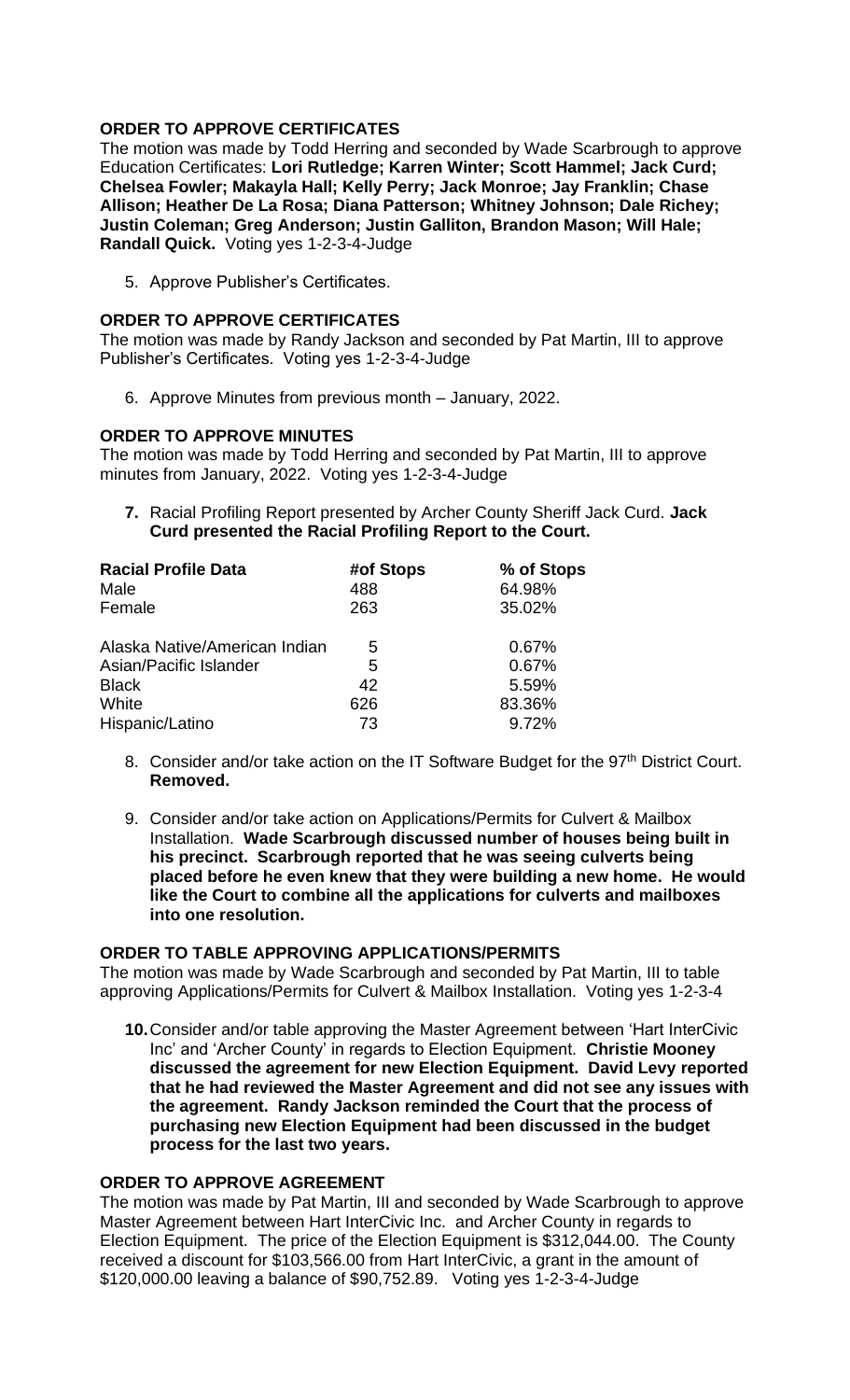**ORDER TO APPROVE CERTIFICATES**

The motion was made by Todd Herring and seconded by Wade Scarbrough to approve Education Certificates: **Lori Rutledge; Karren Winter; Scott Hammel; Jack Curd; Chelsea Fowler; Makayla Hall; Kelly Perry; Jack Monroe; Jay Franklin; Chase Allison; Heather De La Rosa; Diana Patterson; Whitney Johnson; Dale Richey; Justin Coleman; Greg Anderson; Justin Galliton, Brandon Mason; Will Hale; Randall Quick.** Voting yes 1-2-3-4-Judge

5. Approve Publisher's Certificates.

**ORDER TO APPROVE CERTIFICATES**

The motion was made by Randy Jackson and seconded by Pat Martin, III to approve Publisher's Certificates. Voting yes 1-2-3-4-Judge

6. Approve Minutes from previous month – January, 2022.

**ORDER TO APPROVE MINUTES**

The motion was made by Todd Herring and seconded by Pat Martin, III to approve minutes from January, 2022. Voting yes 1-2-3-4-Judge

7. **7.** Racial Profiling Report presented by Archer County Sheriff Jack Curd. **Jack Curd presented the Racial Profiling Report to the Court.**

| Racial Profile Data | #of Stops | % of Stops |
|---|---|---|
| Male | 488 | 64.98% |
| Female | 263 | 35.02% |
| Alaska Native/American Indian | 5 | 0.67% |
| Asian/Pacific Islander | 5 | 0.67% |
| Black | 42 | 5.59% |
| White | 626 | 83.36% |
| Hispanic/Latino | 73 | 9.72% |

8. Consider and/or take action on the IT Software Budget for the 97th District Court. **Removed.**

9. Consider and/or take action on Applications/Permits for Culvert & Mailbox Installation. **Wade Scarbrough discussed number of houses being built in his precinct. Scarbrough reported that he was seeing culverts being placed before he even knew that they were building a new home. He would like the Court to combine all the applications for culverts and mailboxes into one resolution.**

**ORDER TO TABLE APPROVING APPLICATIONS/PERMITS**

The motion was made by Wade Scarbrough and seconded by Pat Martin, III to table approving Applications/Permits for Culvert & Mailbox Installation. Voting yes 1-2-3-4

10. **10.** Consider and/or table approving the Master Agreement between 'Hart InterCivic Inc' and 'Archer County' in regards to Election Equipment. **Christie Mooney discussed the agreement for new Election Equipment. David Levy reported that he had reviewed the Master Agreement and did not see any issues with the agreement. Randy Jackson reminded the Court that the process of purchasing new Election Equipment had been discussed in the budget process for the last two years.**

**ORDER TO APPROVE AGREEMENT**

The motion was made by Pat Martin, III and seconded by Wade Scarbrough to approve Master Agreement between Hart InterCivic Inc. and Archer County in regards to Election Equipment. The price of the Election Equipment is $312,044.00. The County received a discount for $103,566.00 from Hart InterCivic, a grant in the amount of $120,000.00 leaving a balance of $90,752.89. Voting yes 1-2-3-4-Judge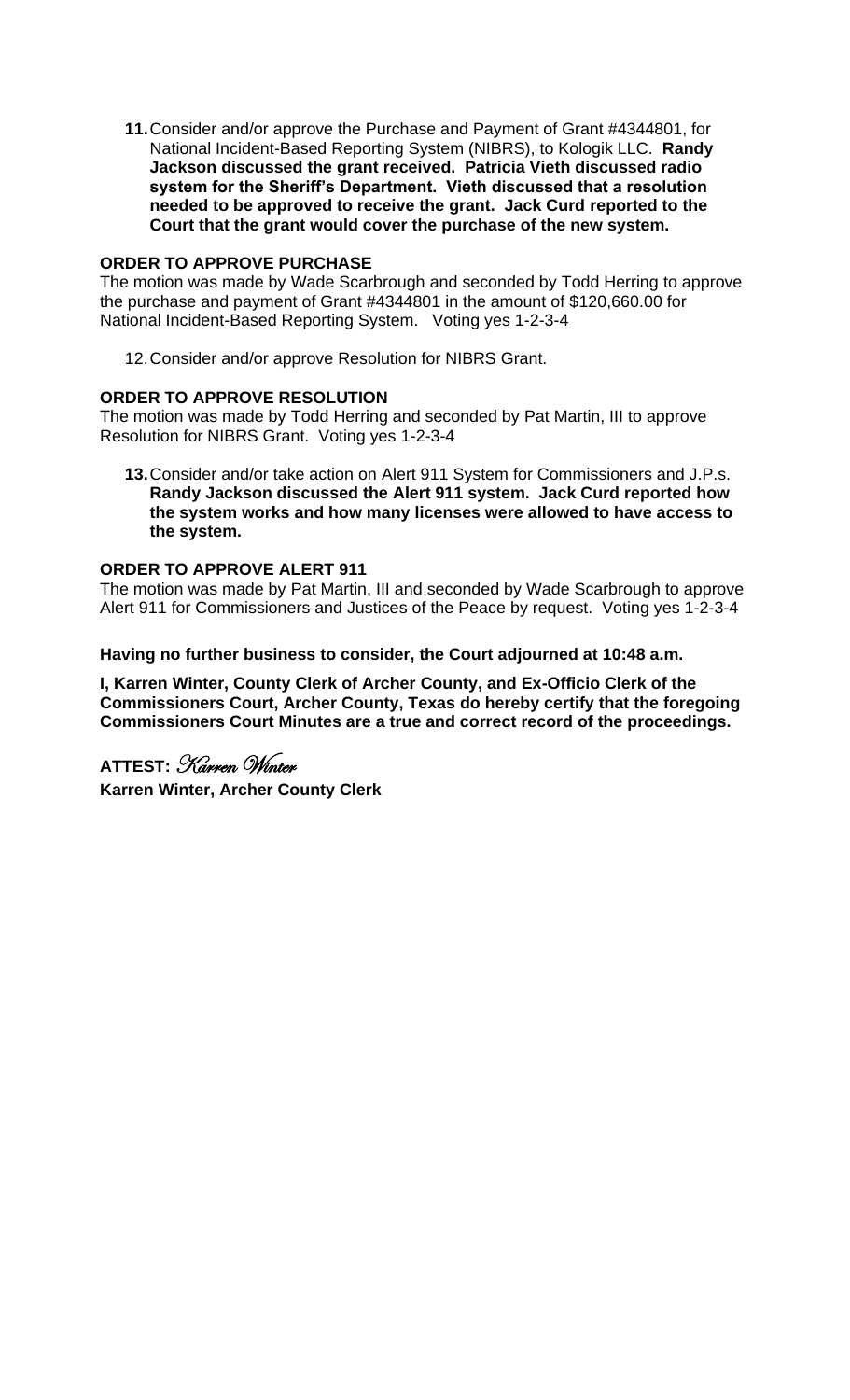11. Consider and/or approve the Purchase and Payment of Grant #4344801, for National Incident-Based Reporting System (NIBRS), to Kologik LLC. **Randy Jackson discussed the grant received. Patricia Vieth discussed radio system for the Sheriff's Department. Vieth discussed that a resolution needed to be approved to receive the grant. Jack Curd reported to the Court that the grant would cover the purchase of the new system.**

**ORDER TO APPROVE PURCHASE**

The motion was made by Wade Scarbrough and seconded by Todd Herring to approve the purchase and payment of Grant #4344801 in the amount of $120,660.00 for National Incident-Based Reporting System. Voting yes 1-2-3-4

12. Consider and/or approve Resolution for NIBRS Grant.

**ORDER TO APPROVE RESOLUTION**

The motion was made by Todd Herring and seconded by Pat Martin, III to approve Resolution for NIBRS Grant. Voting yes 1-2-3-4

13. Consider and/or take action on Alert 911 System for Commissioners and J.P.s. **Randy Jackson discussed the Alert 911 system. Jack Curd reported how the system works and how many licenses were allowed to have access to the system.**

**ORDER TO APPROVE ALERT 911**

The motion was made by Pat Martin, III and seconded by Wade Scarbrough to approve Alert 911 for Commissioners and Justices of the Peace by request. Voting yes 1-2-3-4

**Having no further business to consider, the Court adjourned at 10:48 a.m.**

**I, Karren Winter, County Clerk of Archer County, and Ex-Officio Clerk of the Commissioners Court, Archer County, Texas do hereby certify that the foregoing Commissioners Court Minutes are a true and correct record of the proceedings.**

**ATTEST:** *Karren Winter*

**Karren Winter, Archer County Clerk**